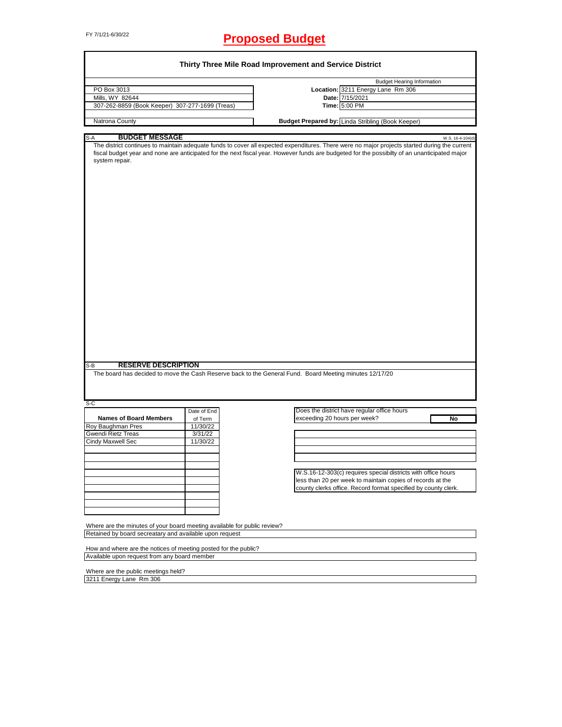FY 7/1/21-6/30/22

# Proposed Budget

## Thirty Three Mile Road Improvement and Service District

| | | |
|---|---|---|
| PO Box 3013 | | Budget Hearing Information |
| Mills, WY 82644 | **Location:** | 3211 Energy Lane Rm 306 |
| 307-262-8859 (Book Keeper) 307-277-1699 (Treas) | **Date:** | 7/15/2021 |
| | **Time:** | 5:00 PM |
| Natrona County | **Budget Prepared by:** | Linda Stribling (Book Keeper) |

### S-A BUDGET MESSAGE

W.S. 16-4-104(d)

The district continues to maintain adequate funds to cover all expected expenditures. There were no major projects started during the current fiscal budget year and none are anticipated for the next fiscal year. However funds are budgeted for the possibilty of an unanticipated major system repair.

### S-B RESERVE DESCRIPTION

The board has decided to move the Cash Reserve back to the General Fund. Board Meeting minutes 12/17/20

### S-C

| Names of Board Members | Date of End of Term |
|---|---|
| Roy Baughman Pres | 11/30/22 |
| Gwendi Rietz Treas | 3/31/22 |
| Cindy Maxwell Sec | 11/30/22 |

Does the district have regular office hours exceeding 20 hours per week? **No**

W.S.16-12-303(c) requires special districts with office hours less than 20 per week to maintain copies of records at the county clerks office. Record format specified by county clerk.

Where are the minutes of your board meeting available for public review?
Retained by board secreatary and available upon request

How and where are the notices of meeting posted for the public?
Available upon request from any board member

Where are the public meetings held?
3211 Energy Lane Rm 306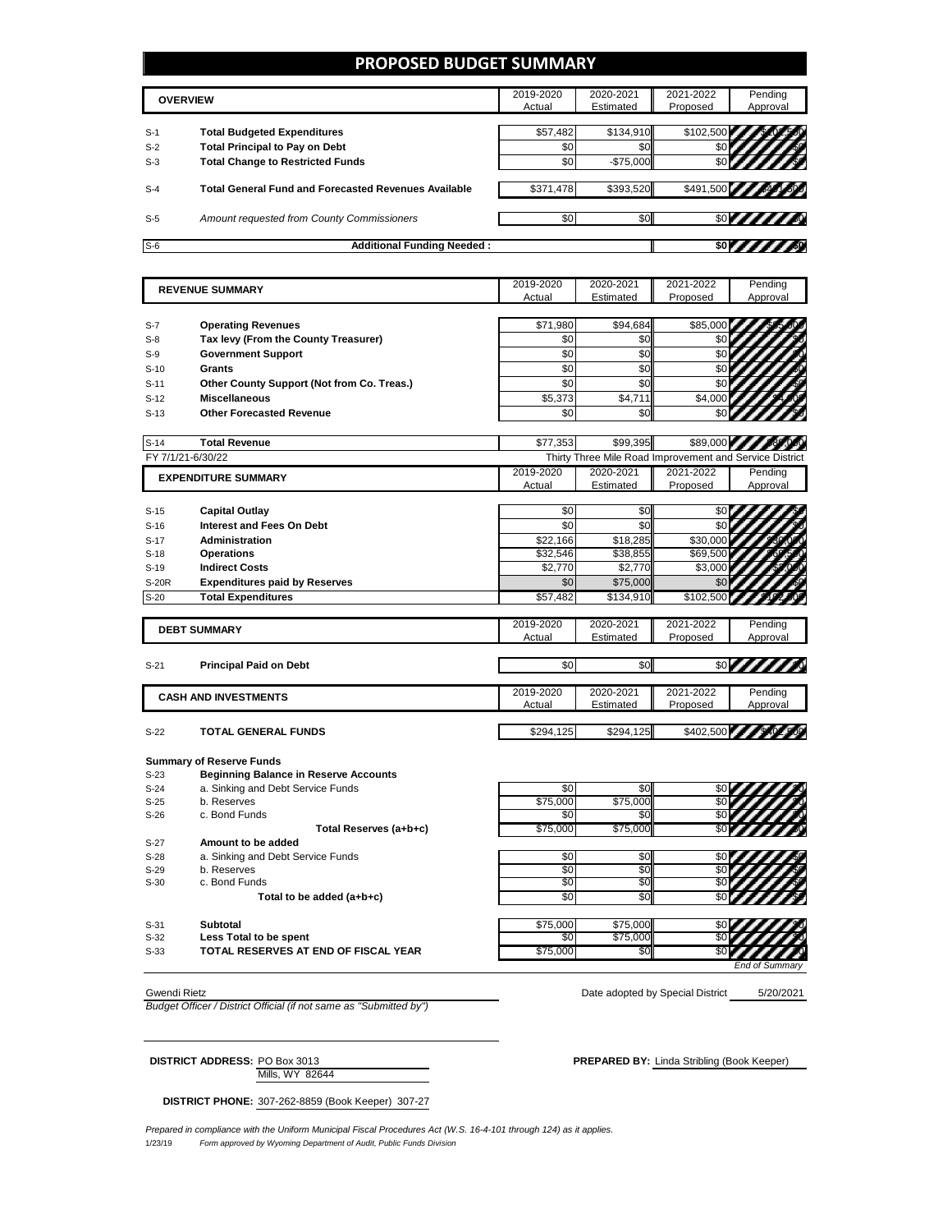# PROPOSED BUDGET SUMMARY

| | OVERVIEW | 2019-2020 Actual | 2020-2021 Estimated | 2021-2022 Proposed | Pending Approval |
|---|---|---|---|---|---|
| S-1 | **Total Budgeted Expenditures** | $57,482 | $134,910 | $102,500 | $102,500 |
| S-2 | **Total Principal to Pay on Debt** | $0 | $0 | $0 | $0 |
| S-3 | **Total Change to Restricted Funds** | $0 | -$75,000 | $0 | $0 |
| S-4 | **Total General Fund and Forecasted Revenues Available** | $371,478 | $393,520 | $491,500 | $491,500 |
| S-5 | *Amount requested from County Commissioners* | $0 | $0 | $0 | $0 |
| S-6 | **Additional Funding Needed :** | | | $0 | $0 |

| | REVENUE SUMMARY | 2019-2020 Actual | 2020-2021 Estimated | 2021-2022 Proposed | Pending Approval |
|---|---|---|---|---|---|
| S-7 | **Operating Revenues** | $71,980 | $94,684 | $85,000 | $85,000 |
| S-8 | **Tax levy (From the County Treasurer)** | $0 | $0 | $0 | $0 |
| S-9 | **Government Support** | $0 | $0 | $0 | $0 |
| S-10 | **Grants** | $0 | $0 | $0 | $0 |
| S-11 | **Other County Support (Not from Co. Treas.)** | $0 | $0 | $0 | $0 |
| S-12 | **Miscellaneous** | $5,373 | $4,711 | $4,000 | $4,000 |
| S-13 | **Other Forecasted Revenue** | $0 | $0 | $0 | $0 |
| S-14 | **Total Revenue** | $77,353 | $99,395 | $89,000 | $89,000 |

FY 7/1/21-6/30/22 — Thirty Three Mile Road Improvement and Service District

| | EXPENDITURE SUMMARY | 2019-2020 Actual | 2020-2021 Estimated | 2021-2022 Proposed | Pending Approval |
|---|---|---|---|---|---|
| S-15 | **Capital Outlay** | $0 | $0 | $0 | $0 |
| S-16 | **Interest and Fees On Debt** | $0 | $0 | $0 | $0 |
| S-17 | **Administration** | $22,166 | $18,285 | $30,000 | $30,000 |
| S-18 | **Operations** | $32,546 | $38,855 | $69,500 | $69,500 |
| S-19 | **Indirect Costs** | $2,770 | $2,770 | $3,000 | $3,000 |
| S-20R | **Expenditures paid by Reserves** | $0 | $75,000 | $0 | $0 |
| S-20 | **Total Expenditures** | $57,482 | $134,910 | $102,500 | $102,500 |

| | DEBT SUMMARY | 2019-2020 Actual | 2020-2021 Estimated | 2021-2022 Proposed | Pending Approval |
|---|---|---|---|---|---|
| S-21 | **Principal Paid on Debt** | $0 | $0 | $0 | $0 |

| | CASH AND INVESTMENTS | 2019-2020 Actual | 2020-2021 Estimated | 2021-2022 Proposed | Pending Approval |
|---|---|---|---|---|---|
| S-22 | **TOTAL GENERAL FUNDS** | $294,125 | $294,125 | $402,500 | $402,500 |

**Summary of Reserve Funds**

| | | 2019-2020 | 2020-2021 | 2021-2022 | Pending |
|---|---|---|---|---|---|
| S-23 | **Beginning Balance in Reserve Accounts** | | | | |
| S-24 | a. Sinking and Debt Service Funds | $0 | $0 | $0 | $0 |
| S-25 | b. Reserves | $75,000 | $75,000 | $0 | $0 |
| S-26 | c. Bond Funds | $0 | $0 | $0 | $0 |
| | **Total Reserves (a+b+c)** | $75,000 | $75,000 | $0 | $0 |
| S-27 | **Amount to be added** | | | | |
| S-28 | a. Sinking and Debt Service Funds | $0 | $0 | $0 | $0 |
| S-29 | b. Reserves | $0 | $0 | $0 | $0 |
| S-30 | c. Bond Funds | $0 | $0 | $0 | $0 |
| | **Total to be added (a+b+c)** | $0 | $0 | $0 | $0 |
| S-31 | **Subtotal** | $75,000 | $75,000 | $0 | $0 |
| S-32 | **Less Total to be spent** | $0 | $75,000 | $0 | $0 |
| S-33 | **TOTAL RESERVES AT END OF FISCAL YEAR** | $75,000 | $0 | $0 | $0 |

*End of Summary*

Gwendi Rietz — Date adopted by Special District: 5/20/2021

*Budget Officer / District Official (if not same as "Submitted by")*

**DISTRICT ADDRESS:** PO Box 3013, Mills, WY 82644

**PREPARED BY:** Linda Stribling (Book Keeper)

**DISTRICT PHONE:** 307-262-8859 (Book Keeper) 307-27

*Prepared in compliance with the Uniform Municipal Fiscal Procedures Act (W.S. 16-4-101 through 124) as it applies.*

1/23/19 *Form approved by Wyoming Department of Audit, Public Funds Division*